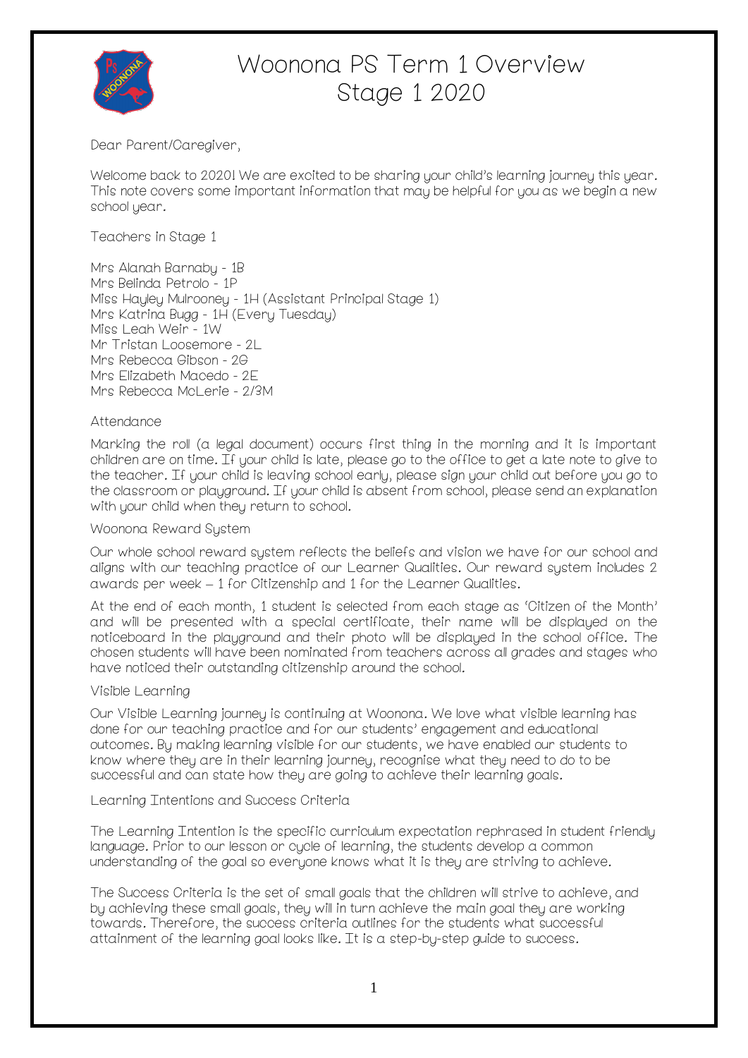# Woonona PS Term 1 Overview
# Stage 1 2020

Dear Parent/Caregiver,

Welcome back to 2020! We are excited to be sharing your child's learning journey this year. This note covers some important information that may be helpful for you as we begin a new school year.

## Teachers in Stage 1

Mrs Alanah Barnaby - 1B
Mrs Belinda Petrolo - 1P
Miss Hayley Mulrooney - 1H (Assistant Principal Stage 1)
Mrs Katrina Bugg - 1H (Every Tuesday)
Miss Leah Weir - 1W
Mr Tristan Loosemore - 2L
Mrs Rebecca Gibson - 2G
Mrs Elizabeth Macedo - 2E
Mrs Rebecca McLerie - 2/3M

## Attendance

Marking the roll (a legal document) occurs first thing in the morning and it is important children are on time. If your child is late, please go to the office to get a late note to give to the teacher. If your child is leaving school early, please sign your child out before you go to the classroom or playground. If your child is absent from school, please send an explanation with your child when they return to school.

## Woonona Reward System

Our whole school reward system reflects the beliefs and vision we have for our school and aligns with our teaching practice of our Learner Qualities. Our reward system includes 2 awards per week – 1 for Citizenship and 1 for the Learner Qualities.

At the end of each month, 1 student is selected from each stage as 'Citizen of the Month' and will be presented with a special certificate, their name will be displayed on the noticeboard in the playground and their photo will be displayed in the school office. The chosen students will have been nominated from teachers across all grades and stages who have noticed their outstanding citizenship around the school.

## Visible Learning

Our Visible Learning journey is continuing at Woonona. We love what visible learning has done for our teaching practice and for our students' engagement and educational outcomes. By making learning visible for our students, we have enabled our students to know where they are in their learning journey, recognise what they need to do to be successful and can state how they are going to achieve their learning goals.

## Learning Intentions and Success Criteria

The Learning Intention is the specific curriculum expectation rephrased in student friendly language. Prior to our lesson or cycle of learning, the students develop a common understanding of the goal so everyone knows what it is they are striving to achieve.

The Success Criteria is the set of small goals that the children will strive to achieve, and by achieving these small goals, they will in turn achieve the main goal they are working towards. Therefore, the success criteria outlines for the students what successful attainment of the learning goal looks like. It is a step-by-step guide to success.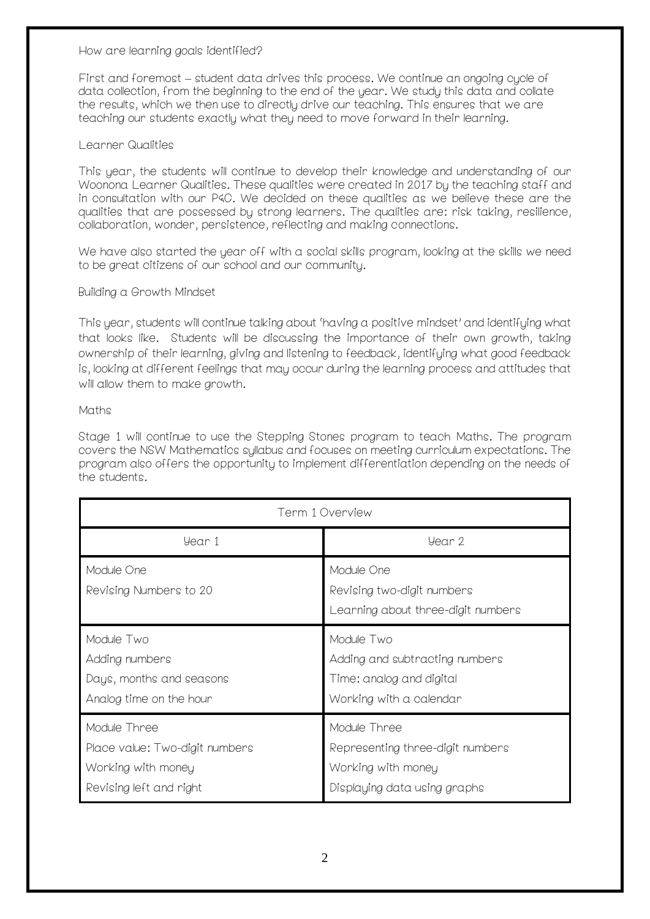### How are learning goals identified?

First and foremost – student data drives this process. We continue an ongoing cycle of data collection, from the beginning to the end of the year. We study this data and collate the results, which we then use to directly drive our teaching. This ensures that we are teaching our students exactly what they need to move forward in their learning.

### Learner Qualities

This year, the students will continue to develop their knowledge and understanding of our Woonona Learner Qualities. These qualities were created in 2017 by the teaching staff and in consultation with our P&C. We decided on these qualities as we believe these are the qualities that are possessed by strong learners. The qualities are: risk taking, resilience, collaboration, wonder, persistence, reflecting and making connections.

We have also started the year off with a social skills program, looking at the skills we need to be great citizens of our school and our community.

### Building a Growth Mindset

This year, students will continue talking about 'having a positive mindset' and identifying what that looks like. Students will be discussing the importance of their own growth, taking ownership of their learning, giving and listening to feedback, identifying what good feedback is, looking at different feelings that may occur during the learning process and attitudes that will allow them to make growth.

### Maths

Stage 1 will continue to use the Stepping Stones program to teach Maths. The program covers the NSW Mathematics syllabus and focuses on meeting curriculum expectations. The program also offers the opportunity to implement differentiation depending on the needs of the students.

| Term 1 Overview | |
|---|---|
| Year 1 | Year 2 |
| Module One<br>Revising Numbers to 20 | Module One<br>Revising two-digit numbers<br>Learning about three-digit numbers |
| Module Two<br>Adding numbers<br>Days, months and seasons<br>Analog time on the hour | Module Two<br>Adding and subtracting numbers<br>Time: analog and digital<br>Working with a calendar |
| Module Three<br>Place value: Two-digit numbers<br>Working with money<br>Revising left and right | Module Three<br>Representing three-digit numbers<br>Working with money<br>Displaying data using graphs |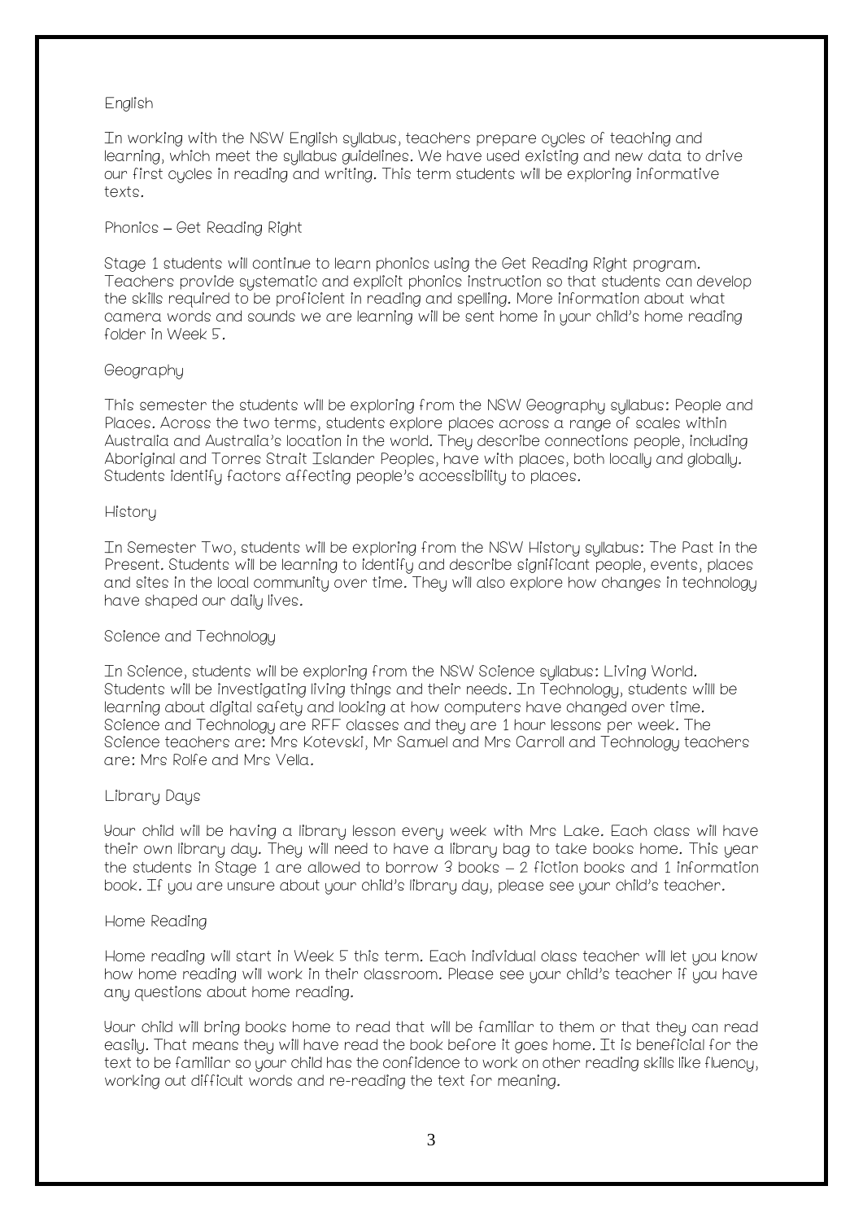## English

In working with the NSW English syllabus, teachers prepare cycles of teaching and learning, which meet the syllabus guidelines. We have used existing and new data to drive our first cycles in reading and writing. This term students will be exploring informative texts.

## Phonics – Get Reading Right

Stage 1 students will continue to learn phonics using the Get Reading Right program. Teachers provide systematic and explicit phonics instruction so that students can develop the skills required to be proficient in reading and spelling. More information about what camera words and sounds we are learning will be sent home in your child's home reading folder in Week 5.

## Geography

This semester the students will be exploring from the NSW Geography syllabus: People and Places. Across the two terms, students explore places across a range of scales within Australia and Australia's location in the world. They describe connections people, including Aboriginal and Torres Strait Islander Peoples, have with places, both locally and globally. Students identify factors affecting people's accessibility to places.

## History

In Semester Two, students will be exploring from the NSW History syllabus: The Past in the Present. Students will be learning to identify and describe significant people, events, places and sites in the local community over time. They will also explore how changes in technology have shaped our daily lives.

## Science and Technology

In Science, students will be exploring from the NSW Science syllabus: Living World. Students will be investigating living things and their needs. In Technology, students willl be learning about digital safety and looking at how computers have changed over time. Science and Technology are RFF classes and they are 1 hour lessons per week. The Science teachers are: Mrs Kotevski, Mr Samuel and Mrs Carroll and Technology teachers are: Mrs Rolfe and Mrs Vella.

## Library Days

Your child will be having a library lesson every week with Mrs Lake. Each class will have their own library day. They will need to have a library bag to take books home. This year the students in Stage 1 are allowed to borrow 3 books – 2 fiction books and 1 information book. If you are unsure about your child's library day, please see your child's teacher.

## Home Reading

Home reading will start in Week 5 this term. Each individual class teacher will let you know how home reading will work in their classroom. Please see your child's teacher if you have any questions about home reading.

Your child will bring books home to read that will be familiar to them or that they can read easily. That means they will have read the book before it goes home. It is beneficial for the text to be familiar so your child has the confidence to work on other reading skills like fluency, working out difficult words and re-reading the text for meaning.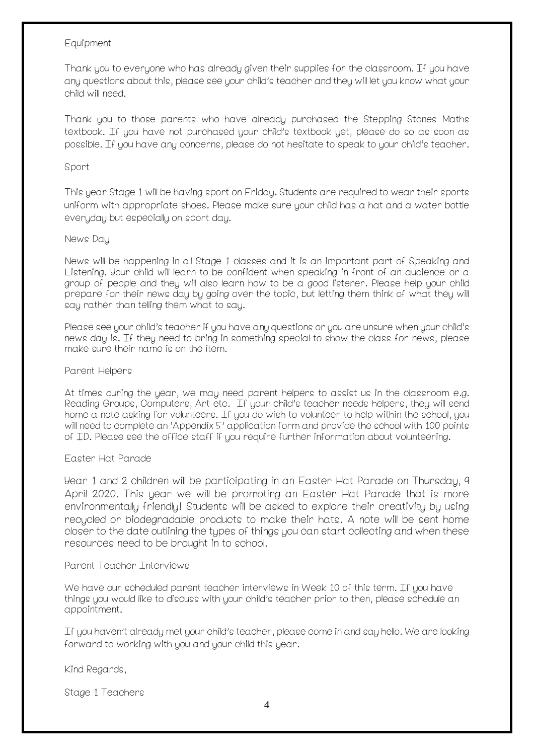## Equipment

Thank you to everyone who has already given their supplies for the classroom. If you have any questions about this, please see your child's teacher and they will let you know what your child will need.

Thank you to those parents who have already purchased the Stepping Stones Maths textbook. If you have not purchased your child's textbook yet, please do so as soon as possible. If you have any concerns, please do not hesitate to speak to your child's teacher.

## Sport

This year Stage 1 will be having sport on Friday. Students are required to wear their sports uniform with appropriate shoes. Please make sure your child has a hat and a water bottle everyday but especially on sport day.

## News Day

News will be happening in all Stage 1 classes and it is an important part of Speaking and Listening. Your child will learn to be confident when speaking in front of an audience or a group of people and they will also learn how to be a good listener. Please help your child prepare for their news day by going over the topic, but letting them think of what they will say rather than telling them what to say.

Please see your child's teacher if you have any questions or you are unsure when your child's news day is. If they need to bring in something special to show the class for news, please make sure their name is on the item.

## Parent Helpers

At times during the year, we may need parent helpers to assist us in the classroom e.g. Reading Groups, Computers, Art etc. If your child's teacher needs helpers, they will send home a note asking for volunteers. If you do wish to volunteer to help within the school, you will need to complete an 'Appendix 5' application form and provide the school with 100 points of ID. Please see the office staff if you require further information about volunteering.

## Easter Hat Parade

Year 1 and 2 children will be participating in an Easter Hat Parade on Thursday, 9 April 2020. This year we will be promoting an Easter Hat Parade that is more environmentally friendly! Students will be asked to explore their creativity by using recycled or biodegradable products to make their hats. A note will be sent home closer to the date outlining the types of things you can start collecting and when these resources need to be brought in to school.

## Parent Teacher Interviews

We have our scheduled parent teacher interviews in Week 10 of this term. If you have things you would like to discuss with your child's teacher prior to then, please schedule an appointment.

If you haven't already met your child's teacher, please come in and say hello. We are looking forward to working with you and your child this year.

Kind Regards,

Stage 1 Teachers